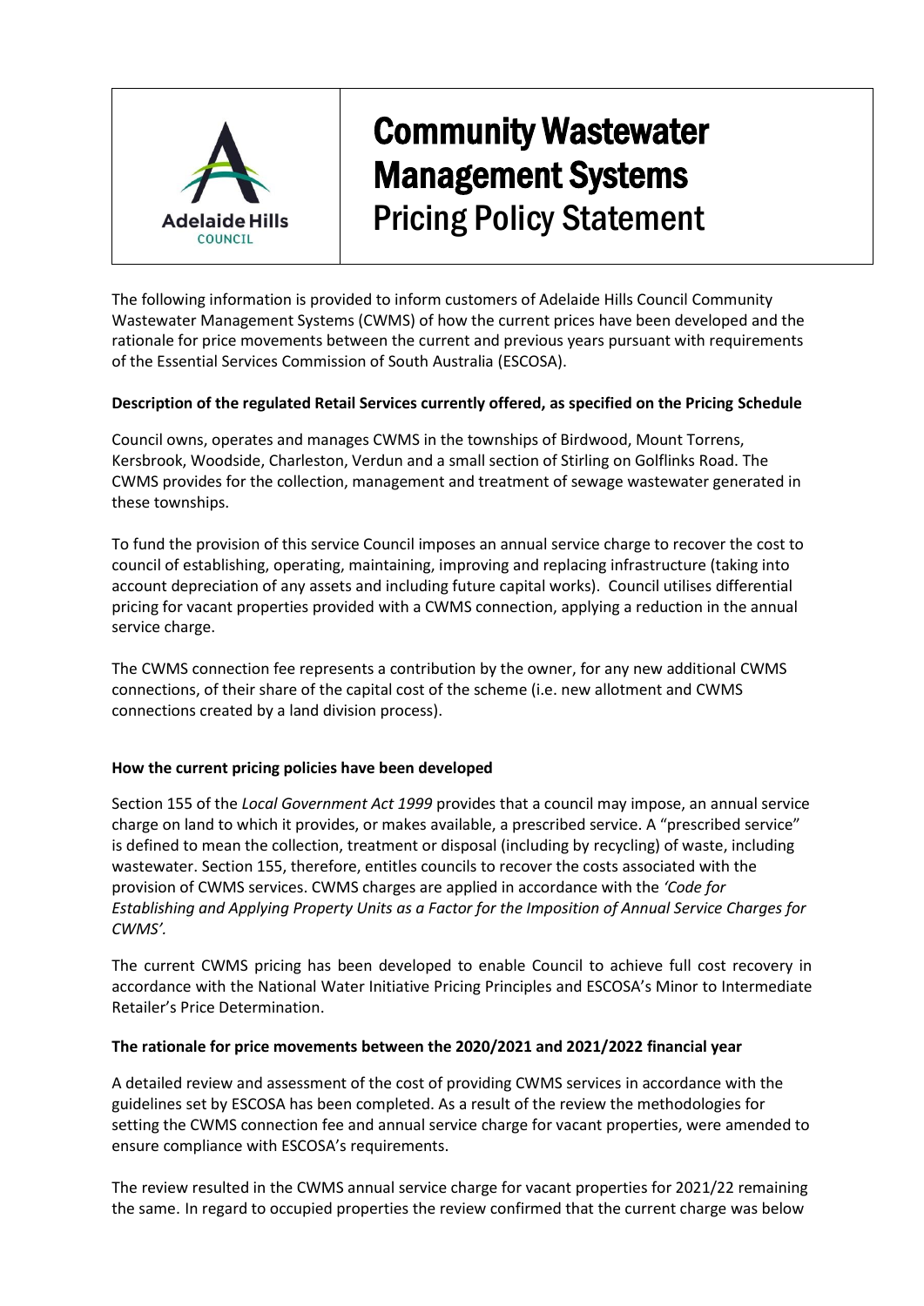# Community Wastewater Management Systems
## Pricing Policy Statement

The following information is provided to inform customers of Adelaide Hills Council Community Wastewater Management Systems (CWMS) of how the current prices have been developed and the rationale for price movements between the current and previous years pursuant with requirements of the Essential Services Commission of South Australia (ESCOSA).

**Description of the regulated Retail Services currently offered, as specified on the Pricing Schedule**

Council owns, operates and manages CWMS in the townships of Birdwood, Mount Torrens, Kersbrook, Woodside, Charleston, Verdun and a small section of Stirling on Golflinks Road. The CWMS provides for the collection, management and treatment of sewage wastewater generated in these townships.

To fund the provision of this service Council imposes an annual service charge to recover the cost to council of establishing, operating, maintaining, improving and replacing infrastructure (taking into account depreciation of any assets and including future capital works). Council utilises differential pricing for vacant properties provided with a CWMS connection, applying a reduction in the annual service charge.

The CWMS connection fee represents a contribution by the owner, for any new additional CWMS connections, of their share of the capital cost of the scheme (i.e. new allotment and CWMS connections created by a land division process).

**How the current pricing policies have been developed**

Section 155 of the *Local Government Act 1999* provides that a council may impose, an annual service charge on land to which it provides, or makes available, a prescribed service. A "prescribed service" is defined to mean the collection, treatment or disposal (including by recycling) of waste, including wastewater. Section 155, therefore, entitles councils to recover the costs associated with the provision of CWMS services. CWMS charges are applied in accordance with the *'Code for Establishing and Applying Property Units as a Factor for the Imposition of Annual Service Charges for CWMS'.*

The current CWMS pricing has been developed to enable Council to achieve full cost recovery in accordance with the National Water Initiative Pricing Principles and ESCOSA's Minor to Intermediate Retailer's Price Determination.

**The rationale for price movements between the 2020/2021 and 2021/2022 financial year**

A detailed review and assessment of the cost of providing CWMS services in accordance with the guidelines set by ESCOSA has been completed. As a result of the review the methodologies for setting the CWMS connection fee and annual service charge for vacant properties, were amended to ensure compliance with ESCOSA's requirements.

The review resulted in the CWMS annual service charge for vacant properties for 2021/22 remaining the same. In regard to occupied properties the review confirmed that the current charge was below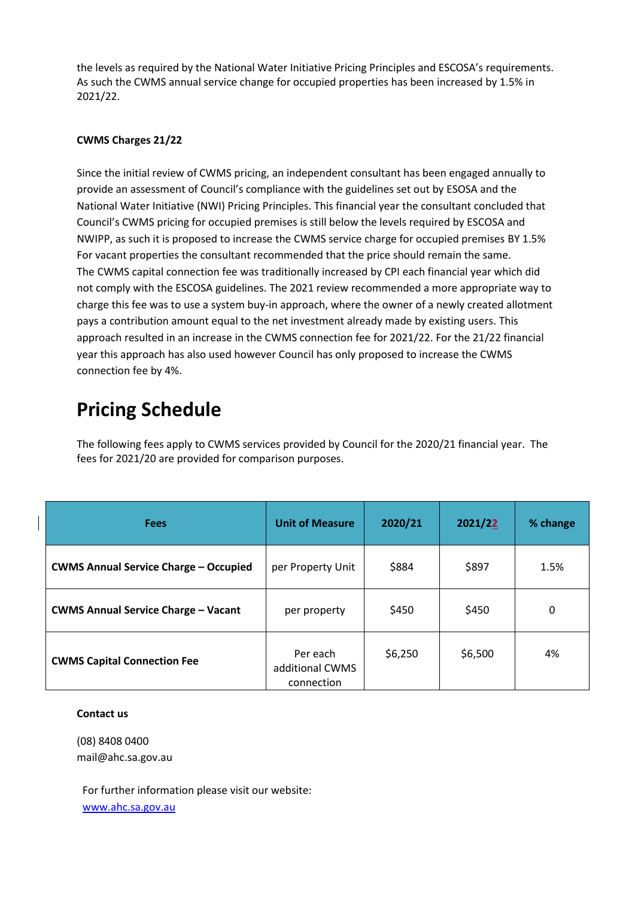the levels as required by the National Water Initiative Pricing Principles and ESCOSA's requirements. As such the CWMS annual service change for occupied properties has been increased by 1.5% in 2021/22.

**CWMS Charges 21/22**

Since the initial review of CWMS pricing, an independent consultant has been engaged annually to provide an assessment of Council's compliance with the guidelines set out by ESOSA and the National Water Initiative (NWI) Pricing Principles. This financial year the consultant concluded that Council's CWMS pricing for occupied premises is still below the levels required by ESCOSA and NWIPP, as such it is proposed to increase the CWMS service charge for occupied premises BY 1.5%
For vacant properties the consultant recommended that the price should remain the same.
The CWMS capital connection fee was traditionally increased by CPI each financial year which did not comply with the ESCOSA guidelines. The 2021 review recommended a more appropriate way to charge this fee was to use a system buy-in approach, where the owner of a newly created allotment pays a contribution amount equal to the net investment already made by existing users. This approach resulted in an increase in the CWMS connection fee for 2021/22. For the 21/22 financial year this approach has also used however Council has only proposed to increase the CWMS connection fee by 4%.

# Pricing Schedule

The following fees apply to CWMS services provided by Council for the 2020/21 financial year. The fees for 2021/20 are provided for comparison purposes.

| Fees | Unit of Measure | 2020/21 | 2021/22 | % change |
|---|---|---|---|---|
| **CWMS Annual Service Charge – Occupied** | per Property Unit | $884 | $897 | 1.5% |
| **CWMS Annual Service Charge – Vacant** | per property | $450 | $450 | 0 |
| **CWMS Capital Connection Fee** | Per each additional CWMS connection | $6,250 | $6,500 | 4% |

**Contact us**

(08) 8408 0400
mail@ahc.sa.gov.au

For further information please visit our website:
www.ahc.sa.gov.au